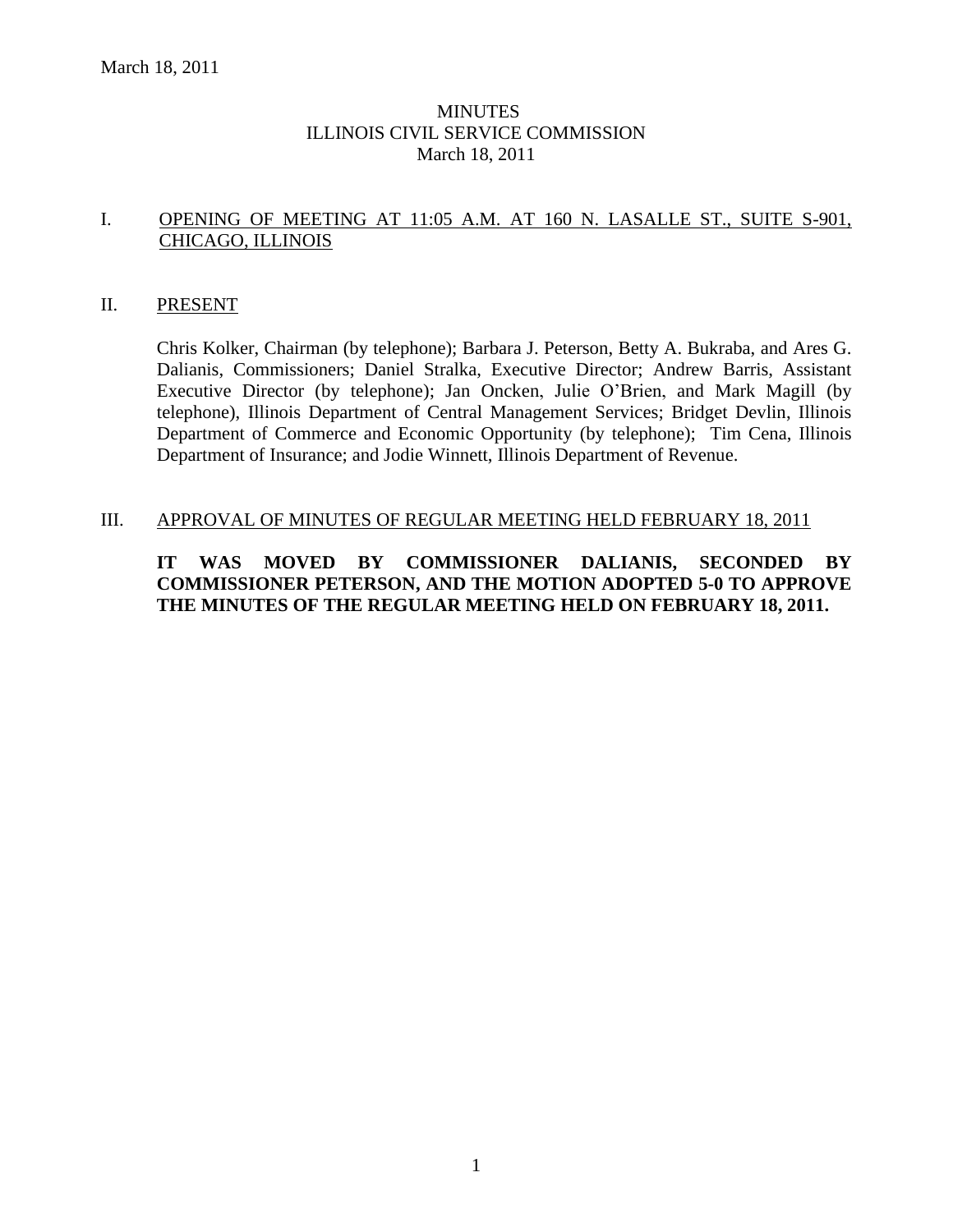March 18, 2011

# MINUTES
# ILLINOIS CIVIL SERVICE COMMISSION
# March 18, 2011

## I. OPENING OF MEETING AT 11:05 A.M. AT 160 N. LASALLE ST., SUITE S-901, CHICAGO, ILLINOIS

## II. PRESENT

Chris Kolker, Chairman (by telephone); Barbara J. Peterson, Betty A. Bukraba, and Ares G. Dalianis, Commissioners; Daniel Stralka, Executive Director; Andrew Barris, Assistant Executive Director (by telephone); Jan Oncken, Julie O'Brien, and Mark Magill (by telephone), Illinois Department of Central Management Services; Bridget Devlin, Illinois Department of Commerce and Economic Opportunity (by telephone); Tim Cena, Illinois Department of Insurance; and Jodie Winnett, Illinois Department of Revenue.

## III. APPROVAL OF MINUTES OF REGULAR MEETING HELD FEBRUARY 18, 2011

**IT WAS MOVED BY COMMISSIONER DALIANIS, SECONDED BY COMMISSIONER PETERSON, AND THE MOTION ADOPTED 5-0 TO APPROVE THE MINUTES OF THE REGULAR MEETING HELD ON FEBRUARY 18, 2011.**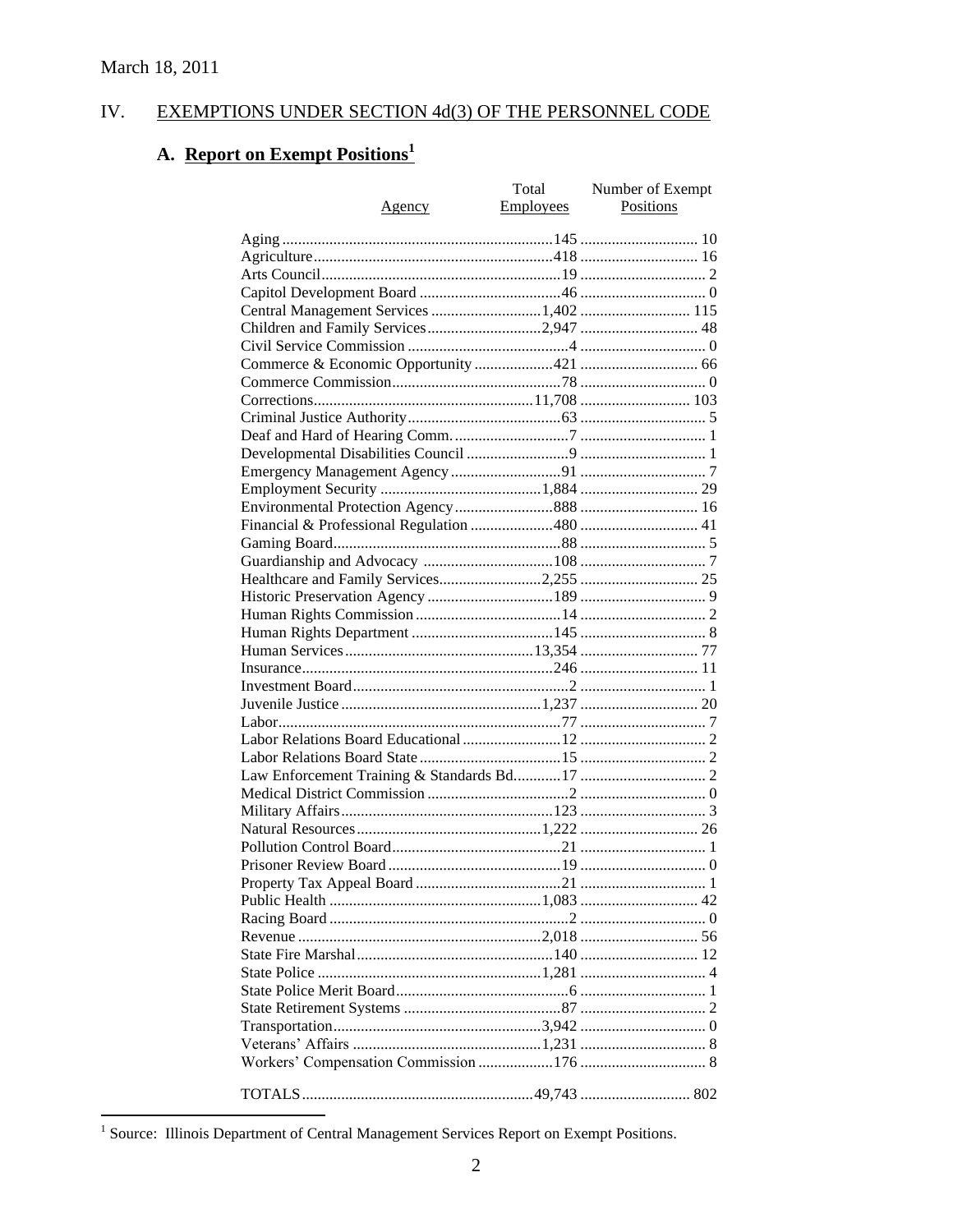March 18, 2011

## IV. EXEMPTIONS UNDER SECTION 4d(3) OF THE PERSONNEL CODE

### A. Report on Exempt Positions[1]

| Agency | Total Employees | Number of Exempt Positions |
|---|---|---|
| Aging | 145 | 10 |
| Agriculture | 418 | 16 |
| Arts Council | 19 | 2 |
| Capitol Development Board | 46 | 0 |
| Central Management Services | 1,402 | 115 |
| Children and Family Services | 2,947 | 48 |
| Civil Service Commission | 4 | 0 |
| Commerce & Economic Opportunity | 421 | 66 |
| Commerce Commission | 78 | 0 |
| Corrections | 11,708 | 103 |
| Criminal Justice Authority | 63 | 5 |
| Deaf and Hard of Hearing Comm. | 7 | 1 |
| Developmental Disabilities Council | 9 | 1 |
| Emergency Management Agency | 91 | 7 |
| Employment Security | 1,884 | 29 |
| Environmental Protection Agency | 888 | 16 |
| Financial & Professional Regulation | 480 | 41 |
| Gaming Board | 88 | 5 |
| Guardianship and Advocacy | 108 | 7 |
| Healthcare and Family Services | 2,255 | 25 |
| Historic Preservation Agency | 189 | 9 |
| Human Rights Commission | 14 | 2 |
| Human Rights Department | 145 | 8 |
| Human Services | 13,354 | 77 |
| Insurance | 246 | 11 |
| Investment Board | 2 | 1 |
| Juvenile Justice | 1,237 | 20 |
| Labor | 77 | 7 |
| Labor Relations Board Educational | 12 | 2 |
| Labor Relations Board State | 15 | 2 |
| Law Enforcement Training & Standards Bd. | 17 | 2 |
| Medical District Commission | 2 | 0 |
| Military Affairs | 123 | 3 |
| Natural Resources | 1,222 | 26 |
| Pollution Control Board | 21 | 1 |
| Prisoner Review Board | 19 | 0 |
| Property Tax Appeal Board | 21 | 1 |
| Public Health | 1,083 | 42 |
| Racing Board | 2 | 0 |
| Revenue | 2,018 | 56 |
| State Fire Marshal | 140 | 12 |
| State Police | 1,281 | 4 |
| State Police Merit Board | 6 | 1 |
| State Retirement Systems | 87 | 2 |
| Transportation | 3,942 | 0 |
| Veterans' Affairs | 1,231 | 8 |
| Workers' Compensation Commission | 176 | 8 |
| TOTALS | 49,743 | 802 |

[1] Source: Illinois Department of Central Management Services Report on Exempt Positions.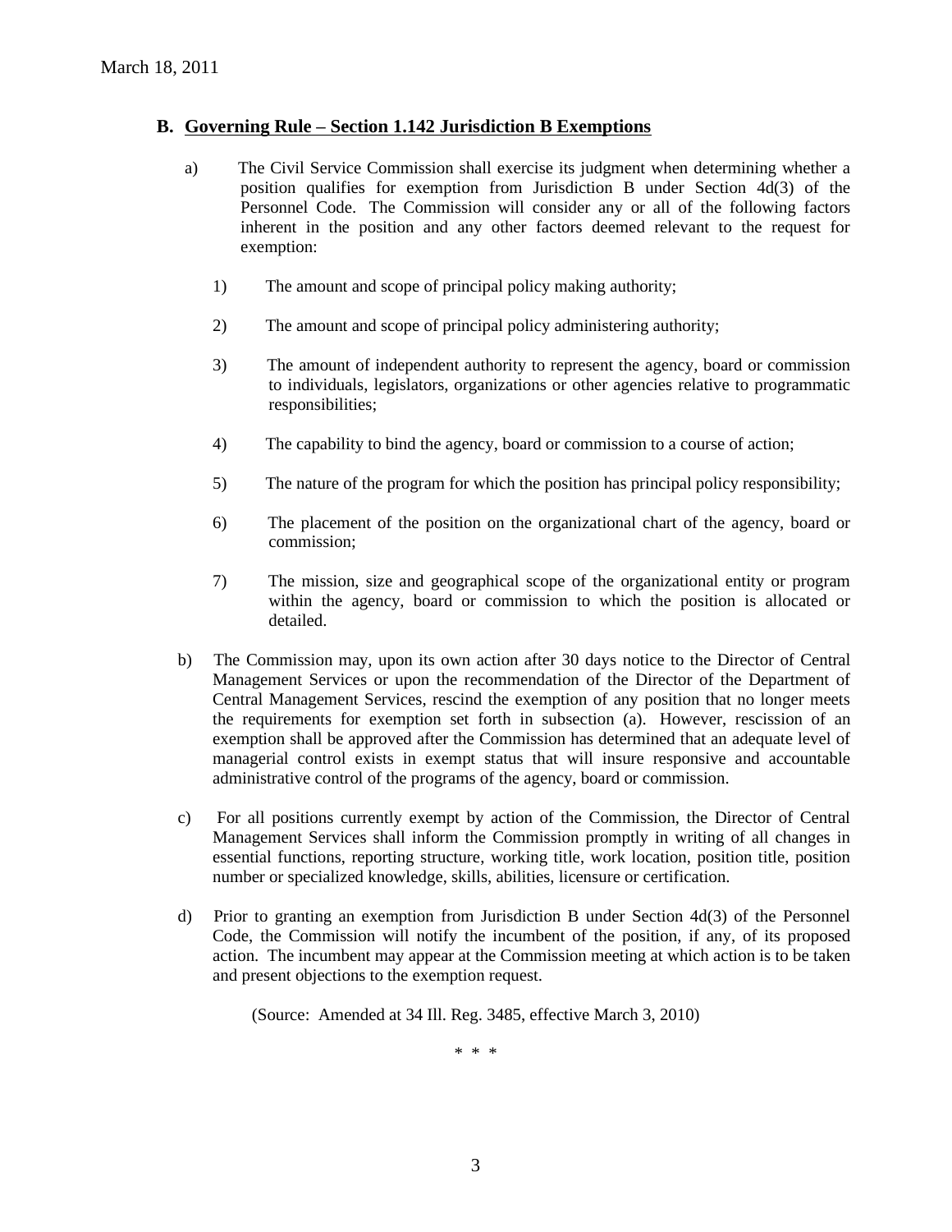## B. Governing Rule – Section 1.142 Jurisdiction B Exemptions

a) The Civil Service Commission shall exercise its judgment when determining whether a position qualifies for exemption from Jurisdiction B under Section 4d(3) of the Personnel Code. The Commission will consider any or all of the following factors inherent in the position and any other factors deemed relevant to the request for exemption:

1) The amount and scope of principal policy making authority;

2) The amount and scope of principal policy administering authority;

3) The amount of independent authority to represent the agency, board or commission to individuals, legislators, organizations or other agencies relative to programmatic responsibilities;

4) The capability to bind the agency, board or commission to a course of action;

5) The nature of the program for which the position has principal policy responsibility;

6) The placement of the position on the organizational chart of the agency, board or commission;

7) The mission, size and geographical scope of the organizational entity or program within the agency, board or commission to which the position is allocated or detailed.

b) The Commission may, upon its own action after 30 days notice to the Director of Central Management Services or upon the recommendation of the Director of the Department of Central Management Services, rescind the exemption of any position that no longer meets the requirements for exemption set forth in subsection (a). However, rescission of an exemption shall be approved after the Commission has determined that an adequate level of managerial control exists in exempt status that will insure responsive and accountable administrative control of the programs of the agency, board or commission.

c) For all positions currently exempt by action of the Commission, the Director of Central Management Services shall inform the Commission promptly in writing of all changes in essential functions, reporting structure, working title, work location, position title, position number or specialized knowledge, skills, abilities, licensure or certification.

d) Prior to granting an exemption from Jurisdiction B under Section 4d(3) of the Personnel Code, the Commission will notify the incumbent of the position, if any, of its proposed action. The incumbent may appear at the Commission meeting at which action is to be taken and present objections to the exemption request.

(Source: Amended at 34 Ill. Reg. 3485, effective March 3, 2010)

\* \* \*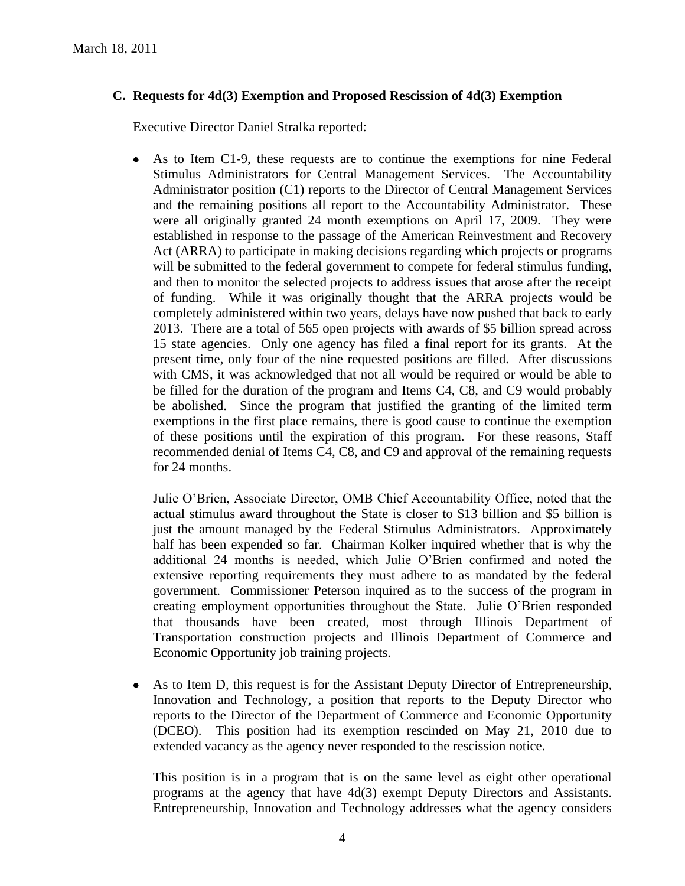### C. Requests for 4d(3) Exemption and Proposed Rescission of 4d(3) Exemption

Executive Director Daniel Stralka reported:

- As to Item C1-9, these requests are to continue the exemptions for nine Federal Stimulus Administrators for Central Management Services. The Accountability Administrator position (C1) reports to the Director of Central Management Services and the remaining positions all report to the Accountability Administrator. These were all originally granted 24 month exemptions on April 17, 2009. They were established in response to the passage of the American Reinvestment and Recovery Act (ARRA) to participate in making decisions regarding which projects or programs will be submitted to the federal government to compete for federal stimulus funding, and then to monitor the selected projects to address issues that arose after the receipt of funding. While it was originally thought that the ARRA projects would be completely administered within two years, delays have now pushed that back to early 2013. There are a total of 565 open projects with awards of $5 billion spread across 15 state agencies. Only one agency has filed a final report for its grants. At the present time, only four of the nine requested positions are filled. After discussions with CMS, it was acknowledged that not all would be required or would be able to be filled for the duration of the program and Items C4, C8, and C9 would probably be abolished. Since the program that justified the granting of the limited term exemptions in the first place remains, there is good cause to continue the exemption of these positions until the expiration of this program. For these reasons, Staff recommended denial of Items C4, C8, and C9 and approval of the remaining requests for 24 months.

  Julie O'Brien, Associate Director, OMB Chief Accountability Office, noted that the actual stimulus award throughout the State is closer to $13 billion and $5 billion is just the amount managed by the Federal Stimulus Administrators. Approximately half has been expended so far. Chairman Kolker inquired whether that is why the additional 24 months is needed, which Julie O'Brien confirmed and noted the extensive reporting requirements they must adhere to as mandated by the federal government. Commissioner Peterson inquired as to the success of the program in creating employment opportunities throughout the State. Julie O'Brien responded that thousands have been created, most through Illinois Department of Transportation construction projects and Illinois Department of Commerce and Economic Opportunity job training projects.

- As to Item D, this request is for the Assistant Deputy Director of Entrepreneurship, Innovation and Technology, a position that reports to the Deputy Director who reports to the Director of the Department of Commerce and Economic Opportunity (DCEO). This position had its exemption rescinded on May 21, 2010 due to extended vacancy as the agency never responded to the rescission notice.

  This position is in a program that is on the same level as eight other operational programs at the agency that have 4d(3) exempt Deputy Directors and Assistants. Entrepreneurship, Innovation and Technology addresses what the agency considers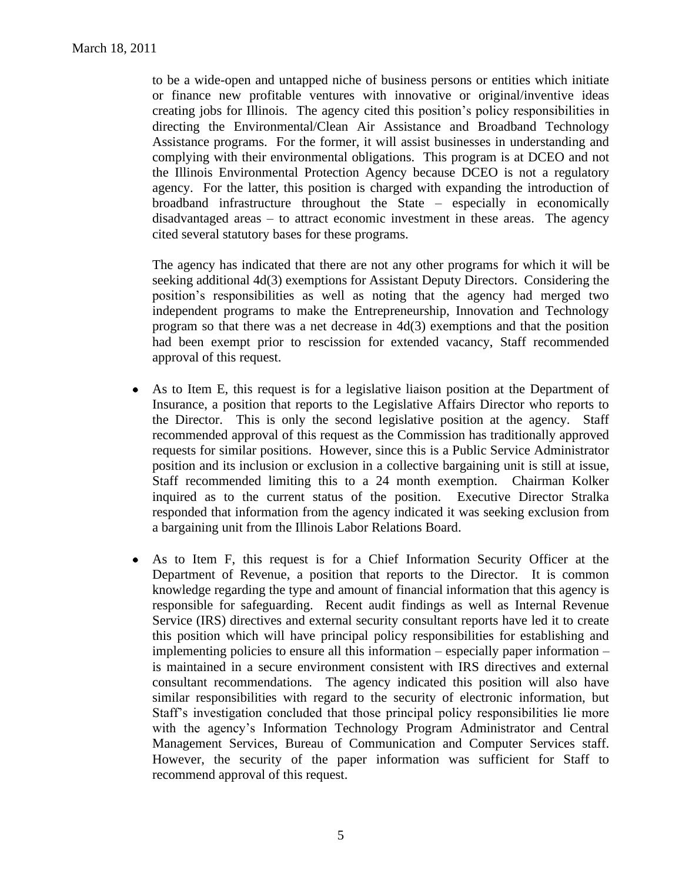to be a wide-open and untapped niche of business persons or entities which initiate or finance new profitable ventures with innovative or original/inventive ideas creating jobs for Illinois. The agency cited this position's policy responsibilities in directing the Environmental/Clean Air Assistance and Broadband Technology Assistance programs. For the former, it will assist businesses in understanding and complying with their environmental obligations. This program is at DCEO and not the Illinois Environmental Protection Agency because DCEO is not a regulatory agency. For the latter, this position is charged with expanding the introduction of broadband infrastructure throughout the State – especially in economically disadvantaged areas – to attract economic investment in these areas. The agency cited several statutory bases for these programs.

The agency has indicated that there are not any other programs for which it will be seeking additional 4d(3) exemptions for Assistant Deputy Directors. Considering the position's responsibilities as well as noting that the agency had merged two independent programs to make the Entrepreneurship, Innovation and Technology program so that there was a net decrease in 4d(3) exemptions and that the position had been exempt prior to rescission for extended vacancy, Staff recommended approval of this request.

- As to Item E, this request is for a legislative liaison position at the Department of Insurance, a position that reports to the Legislative Affairs Director who reports to the Director. This is only the second legislative position at the agency. Staff recommended approval of this request as the Commission has traditionally approved requests for similar positions. However, since this is a Public Service Administrator position and its inclusion or exclusion in a collective bargaining unit is still at issue, Staff recommended limiting this to a 24 month exemption. Chairman Kolker inquired as to the current status of the position. Executive Director Stralka responded that information from the agency indicated it was seeking exclusion from a bargaining unit from the Illinois Labor Relations Board.

- As to Item F, this request is for a Chief Information Security Officer at the Department of Revenue, a position that reports to the Director. It is common knowledge regarding the type and amount of financial information that this agency is responsible for safeguarding. Recent audit findings as well as Internal Revenue Service (IRS) directives and external security consultant reports have led it to create this position which will have principal policy responsibilities for establishing and implementing policies to ensure all this information – especially paper information – is maintained in a secure environment consistent with IRS directives and external consultant recommendations. The agency indicated this position will also have similar responsibilities with regard to the security of electronic information, but Staff's investigation concluded that those principal policy responsibilities lie more with the agency's Information Technology Program Administrator and Central Management Services, Bureau of Communication and Computer Services staff. However, the security of the paper information was sufficient for Staff to recommend approval of this request.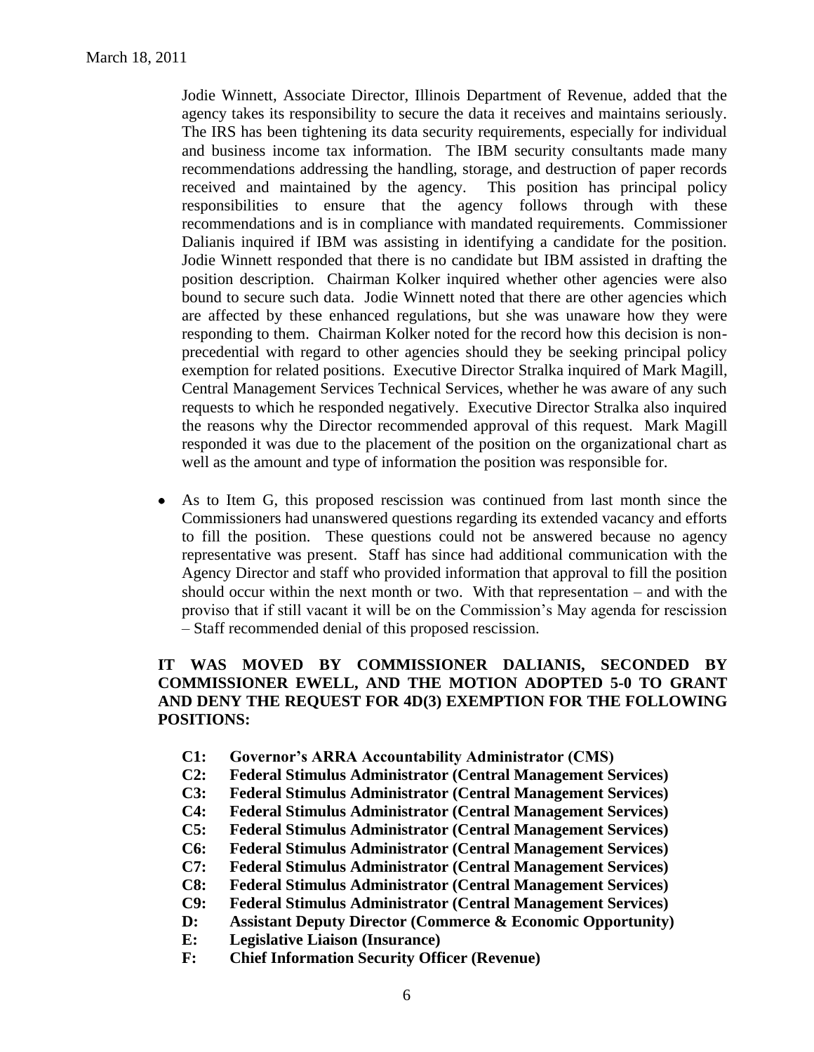Jodie Winnett, Associate Director, Illinois Department of Revenue, added that the agency takes its responsibility to secure the data it receives and maintains seriously. The IRS has been tightening its data security requirements, especially for individual and business income tax information. The IBM security consultants made many recommendations addressing the handling, storage, and destruction of paper records received and maintained by the agency. This position has principal policy responsibilities to ensure that the agency follows through with these recommendations and is in compliance with mandated requirements. Commissioner Dalianis inquired if IBM was assisting in identifying a candidate for the position. Jodie Winnett responded that there is no candidate but IBM assisted in drafting the position description. Chairman Kolker inquired whether other agencies were also bound to secure such data. Jodie Winnett noted that there are other agencies which are affected by these enhanced regulations, but she was unaware how they were responding to them. Chairman Kolker noted for the record how this decision is non-precedential with regard to other agencies should they be seeking principal policy exemption for related positions. Executive Director Stralka inquired of Mark Magill, Central Management Services Technical Services, whether he was aware of any such requests to which he responded negatively. Executive Director Stralka also inquired the reasons why the Director recommended approval of this request. Mark Magill responded it was due to the placement of the position on the organizational chart as well as the amount and type of information the position was responsible for.

- As to Item G, this proposed rescission was continued from last month since the Commissioners had unanswered questions regarding its extended vacancy and efforts to fill the position. These questions could not be answered because no agency representative was present. Staff has since had additional communication with the Agency Director and staff who provided information that approval to fill the position should occur within the next month or two. With that representation – and with the proviso that if still vacant it will be on the Commission's May agenda for rescission – Staff recommended denial of this proposed rescission.

**IT WAS MOVED BY COMMISSIONER DALIANIS, SECONDED BY COMMISSIONER EWELL, AND THE MOTION ADOPTED 5-0 TO GRANT AND DENY THE REQUEST FOR 4D(3) EXEMPTION FOR THE FOLLOWING POSITIONS:**

**C1: Governor's ARRA Accountability Administrator (CMS)**
**C2: Federal Stimulus Administrator (Central Management Services)**
**C3: Federal Stimulus Administrator (Central Management Services)**
**C4: Federal Stimulus Administrator (Central Management Services)**
**C5: Federal Stimulus Administrator (Central Management Services)**
**C6: Federal Stimulus Administrator (Central Management Services)**
**C7: Federal Stimulus Administrator (Central Management Services)**
**C8: Federal Stimulus Administrator (Central Management Services)**
**C9: Federal Stimulus Administrator (Central Management Services)**
**D: Assistant Deputy Director (Commerce & Economic Opportunity)**
**E: Legislative Liaison (Insurance)**
**F: Chief Information Security Officer (Revenue)**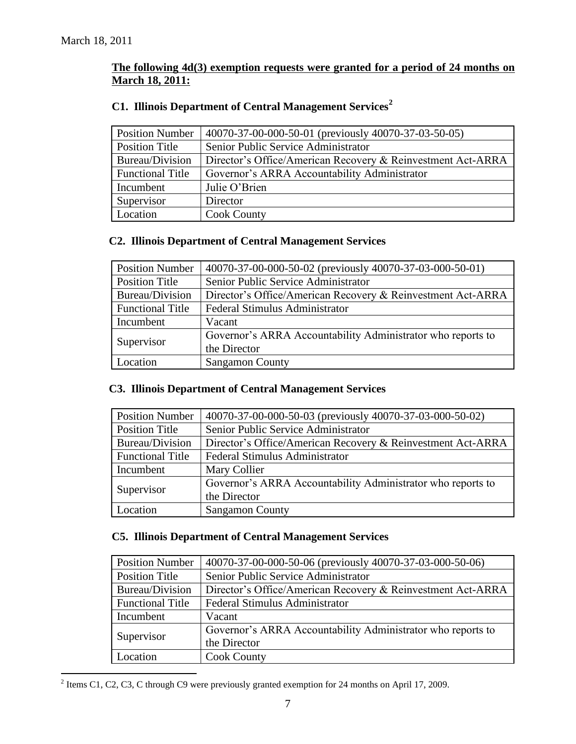March 18, 2011

**The following 4d(3) exemption requests were granted for a period of 24 months on March 18, 2011:**

### C1. Illinois Department of Central Management Services[2]

| | |
|---|---|
| Position Number | 40070-37-00-000-50-01 (previously 40070-37-03-50-05) |
| Position Title | Senior Public Service Administrator |
| Bureau/Division | Director's Office/American Recovery & Reinvestment Act-ARRA |
| Functional Title | Governor's ARRA Accountability Administrator |
| Incumbent | Julie O'Brien |
| Supervisor | Director |
| Location | Cook County |

### C2. Illinois Department of Central Management Services

| | |
|---|---|
| Position Number | 40070-37-00-000-50-02 (previously 40070-37-03-000-50-01) |
| Position Title | Senior Public Service Administrator |
| Bureau/Division | Director's Office/American Recovery & Reinvestment Act-ARRA |
| Functional Title | Federal Stimulus Administrator |
| Incumbent | Vacant |
| Supervisor | Governor's ARRA Accountability Administrator who reports to the Director |
| Location | Sangamon County |

### C3. Illinois Department of Central Management Services

| | |
|---|---|
| Position Number | 40070-37-00-000-50-03 (previously 40070-37-03-000-50-02) |
| Position Title | Senior Public Service Administrator |
| Bureau/Division | Director's Office/American Recovery & Reinvestment Act-ARRA |
| Functional Title | Federal Stimulus Administrator |
| Incumbent | Mary Collier |
| Supervisor | Governor's ARRA Accountability Administrator who reports to the Director |
| Location | Sangamon County |

### C5. Illinois Department of Central Management Services

| | |
|---|---|
| Position Number | 40070-37-00-000-50-06 (previously 40070-37-03-000-50-06) |
| Position Title | Senior Public Service Administrator |
| Bureau/Division | Director's Office/American Recovery & Reinvestment Act-ARRA |
| Functional Title | Federal Stimulus Administrator |
| Incumbent | Vacant |
| Supervisor | Governor's ARRA Accountability Administrator who reports to the Director |
| Location | Cook County |

[2] Items C1, C2, C3, C through C9 were previously granted exemption for 24 months on April 17, 2009.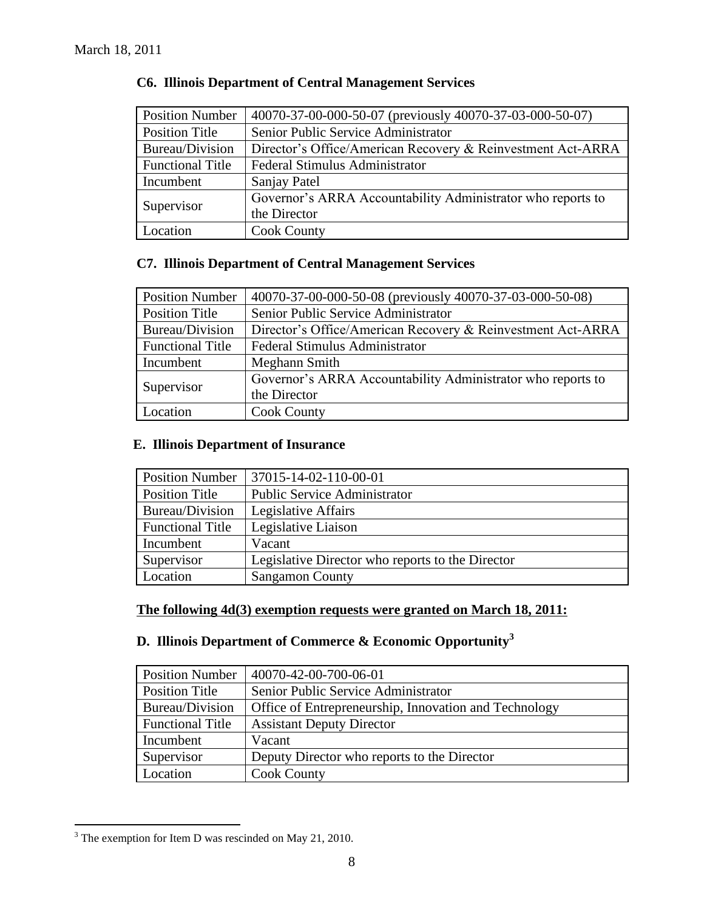March 18, 2011

### C6. Illinois Department of Central Management Services

| Position Number | 40070-37-00-000-50-07 (previously 40070-37-03-000-50-07) |
|---|---|
| Position Title | Senior Public Service Administrator |
| Bureau/Division | Director's Office/American Recovery & Reinvestment Act-ARRA |
| Functional Title | Federal Stimulus Administrator |
| Incumbent | Sanjay Patel |
| Supervisor | Governor's ARRA Accountability Administrator who reports to the Director |
| Location | Cook County |

### C7. Illinois Department of Central Management Services

| Position Number | 40070-37-00-000-50-08 (previously 40070-37-03-000-50-08) |
|---|---|
| Position Title | Senior Public Service Administrator |
| Bureau/Division | Director's Office/American Recovery & Reinvestment Act-ARRA |
| Functional Title | Federal Stimulus Administrator |
| Incumbent | Meghann Smith |
| Supervisor | Governor's ARRA Accountability Administrator who reports to the Director |
| Location | Cook County |

### E. Illinois Department of Insurance

| Position Number | 37015-14-02-110-00-01 |
|---|---|
| Position Title | Public Service Administrator |
| Bureau/Division | Legislative Affairs |
| Functional Title | Legislative Liaison |
| Incumbent | Vacant |
| Supervisor | Legislative Director who reports to the Director |
| Location | Sangamon County |

**The following 4d(3) exemption requests were granted on March 18, 2011:**

### D. Illinois Department of Commerce & Economic Opportunity[3]

| Position Number | 40070-42-00-700-06-01 |
|---|---|
| Position Title | Senior Public Service Administrator |
| Bureau/Division | Office of Entrepreneurship, Innovation and Technology |
| Functional Title | Assistant Deputy Director |
| Incumbent | Vacant |
| Supervisor | Deputy Director who reports to the Director |
| Location | Cook County |

[3] The exemption for Item D was rescinded on May 21, 2010.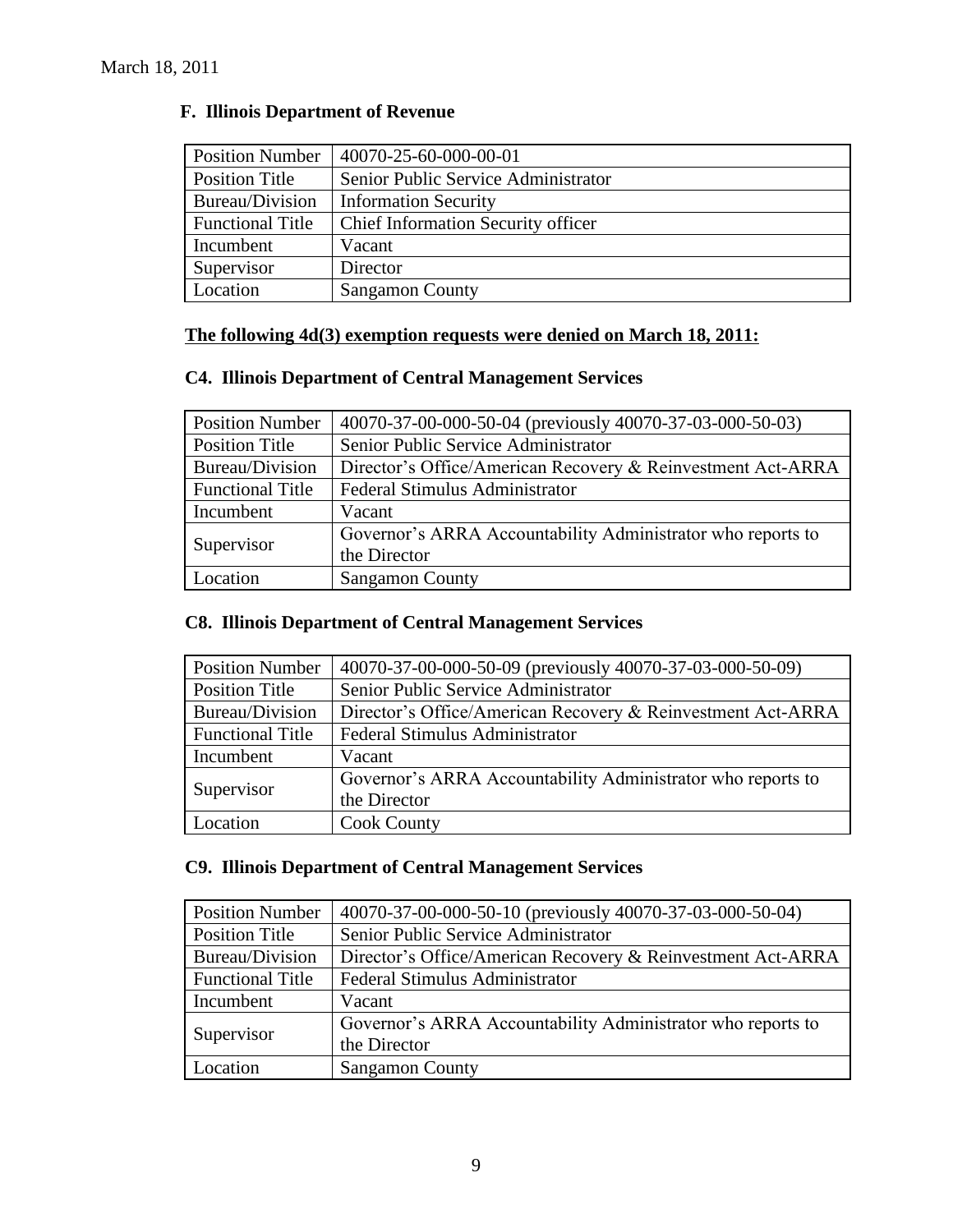March 18, 2011

### F. Illinois Department of Revenue

| Position Number | 40070-25-60-000-00-01 |
|---|---|
| Position Title | Senior Public Service Administrator |
| Bureau/Division | Information Security |
| Functional Title | Chief Information Security officer |
| Incumbent | Vacant |
| Supervisor | Director |
| Location | Sangamon County |

**The following 4d(3) exemption requests were denied on March 18, 2011:**

### C4. Illinois Department of Central Management Services

| Position Number | 40070-37-00-000-50-04 (previously 40070-37-03-000-50-03) |
|---|---|
| Position Title | Senior Public Service Administrator |
| Bureau/Division | Director's Office/American Recovery & Reinvestment Act-ARRA |
| Functional Title | Federal Stimulus Administrator |
| Incumbent | Vacant |
| Supervisor | Governor's ARRA Accountability Administrator who reports to the Director |
| Location | Sangamon County |

### C8. Illinois Department of Central Management Services

| Position Number | 40070-37-00-000-50-09 (previously 40070-37-03-000-50-09) |
|---|---|
| Position Title | Senior Public Service Administrator |
| Bureau/Division | Director's Office/American Recovery & Reinvestment Act-ARRA |
| Functional Title | Federal Stimulus Administrator |
| Incumbent | Vacant |
| Supervisor | Governor's ARRA Accountability Administrator who reports to the Director |
| Location | Cook County |

### C9. Illinois Department of Central Management Services

| Position Number | 40070-37-00-000-50-10 (previously 40070-37-03-000-50-04) |
|---|---|
| Position Title | Senior Public Service Administrator |
| Bureau/Division | Director's Office/American Recovery & Reinvestment Act-ARRA |
| Functional Title | Federal Stimulus Administrator |
| Incumbent | Vacant |
| Supervisor | Governor's ARRA Accountability Administrator who reports to the Director |
| Location | Sangamon County |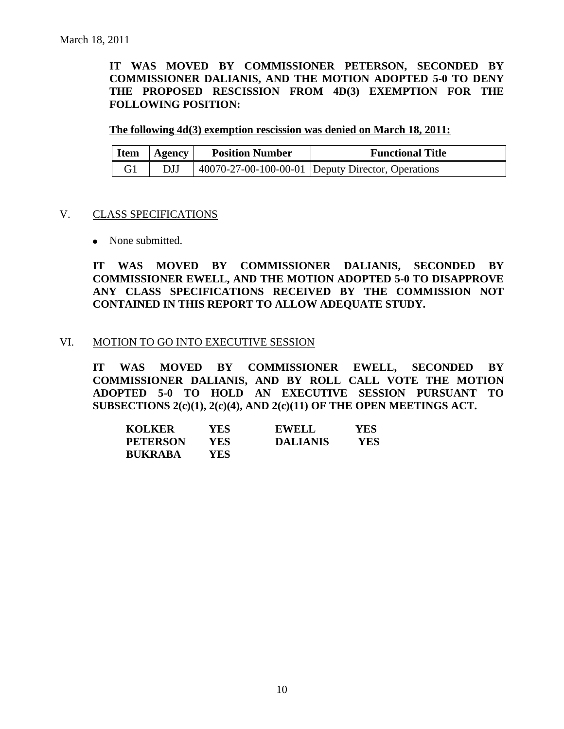March 18, 2011

**IT WAS MOVED BY COMMISSIONER PETERSON, SECONDED BY COMMISSIONER DALIANIS, AND THE MOTION ADOPTED 5-0 TO DENY THE PROPOSED RESCISSION FROM 4D(3) EXEMPTION FOR THE FOLLOWING POSITION:**

**The following 4d(3) exemption rescission was denied on March 18, 2011:**

| Item | Agency | Position Number | Functional Title |
|---|---|---|---|
| G1 | DJJ | 40070-27-00-100-00-01 | Deputy Director, Operations |

## V. CLASS SPECIFICATIONS

- None submitted.

**IT WAS MOVED BY COMMISSIONER DALIANIS, SECONDED BY COMMISSIONER EWELL, AND THE MOTION ADOPTED 5-0 TO DISAPPROVE ANY CLASS SPECIFICATIONS RECEIVED BY THE COMMISSION NOT CONTAINED IN THIS REPORT TO ALLOW ADEQUATE STUDY.**

## VI. MOTION TO GO INTO EXECUTIVE SESSION

**IT WAS MOVED BY COMMISSIONER EWELL, SECONDED BY COMMISSIONER DALIANIS, AND BY ROLL CALL VOTE THE MOTION ADOPTED 5-0 TO HOLD AN EXECUTIVE SESSION PURSUANT TO SUBSECTIONS 2(c)(1), 2(c)(4), AND 2(c)(11) OF THE OPEN MEETINGS ACT.**

| | | | |
|---|---|---|---|
| **KOLKER** | **YES** | **EWELL** | **YES** |
| **PETERSON** | **YES** | **DALIANIS** | **YES** |
| **BUKRABA** | **YES** | | |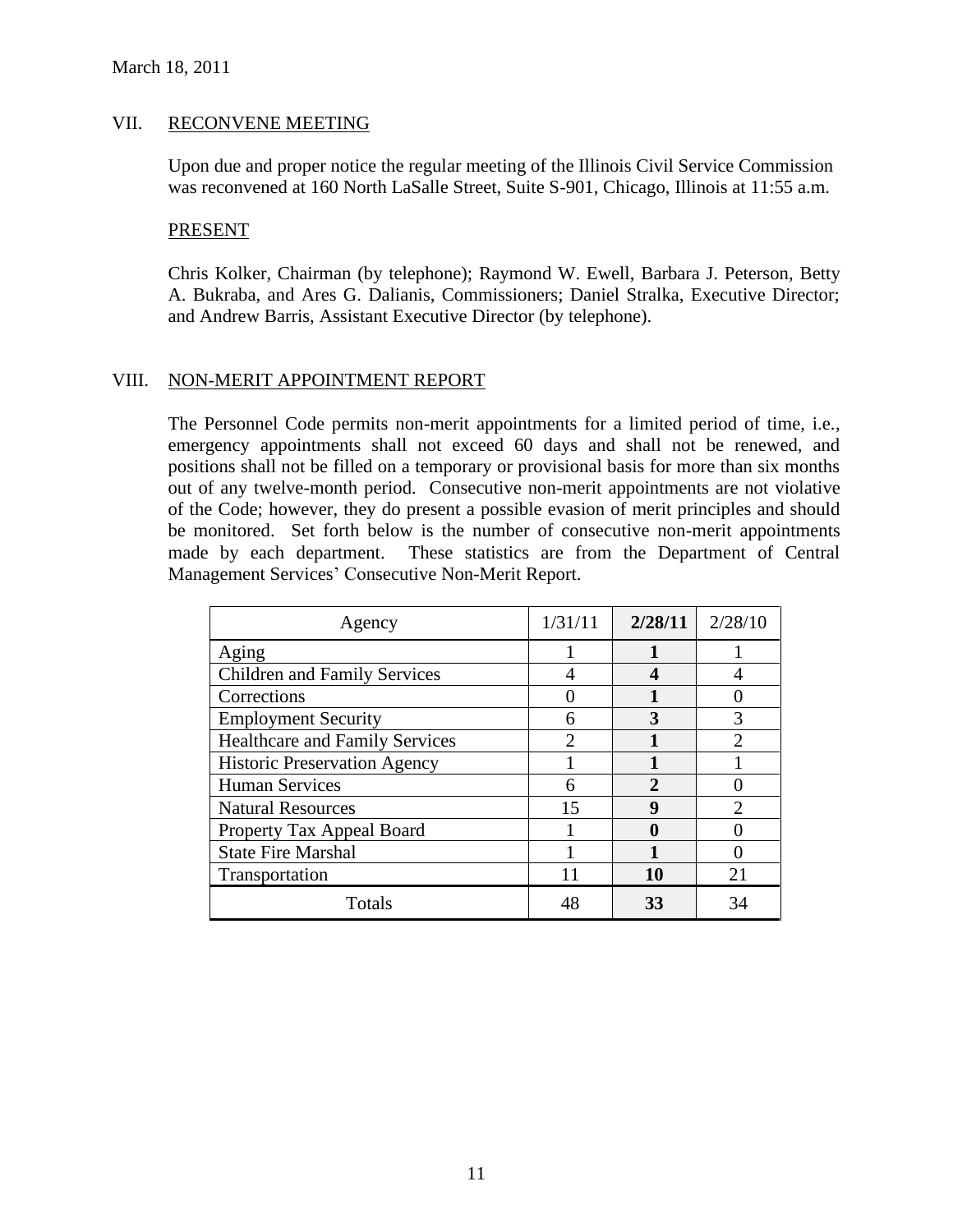March 18, 2011

## VII. RECONVENE MEETING

Upon due and proper notice the regular meeting of the Illinois Civil Service Commission was reconvened at 160 North LaSalle Street, Suite S-901, Chicago, Illinois at 11:55 a.m.

### PRESENT

Chris Kolker, Chairman (by telephone); Raymond W. Ewell, Barbara J. Peterson, Betty A. Bukraba, and Ares G. Dalianis, Commissioners; Daniel Stralka, Executive Director; and Andrew Barris, Assistant Executive Director (by telephone).

## VIII. NON-MERIT APPOINTMENT REPORT

The Personnel Code permits non-merit appointments for a limited period of time, i.e., emergency appointments shall not exceed 60 days and shall not be renewed, and positions shall not be filled on a temporary or provisional basis for more than six months out of any twelve-month period. Consecutive non-merit appointments are not violative of the Code; however, they do present a possible evasion of merit principles and should be monitored. Set forth below is the number of consecutive non-merit appointments made by each department. These statistics are from the Department of Central Management Services' Consecutive Non-Merit Report.

| Agency | 1/31/11 | **2/28/11** | 2/28/10 |
|---|---|---|---|
| Aging | 1 | **1** | 1 |
| Children and Family Services | 4 | **4** | 4 |
| Corrections | 0 | **1** | 0 |
| Employment Security | 6 | **3** | 3 |
| Healthcare and Family Services | 2 | **1** | 2 |
| Historic Preservation Agency | 1 | **1** | 1 |
| Human Services | 6 | **2** | 0 |
| Natural Resources | 15 | **9** | 2 |
| Property Tax Appeal Board | 1 | **0** | 0 |
| State Fire Marshal | 1 | **1** | 0 |
| Transportation | 11 | **10** | 21 |
| Totals | 48 | **33** | 34 |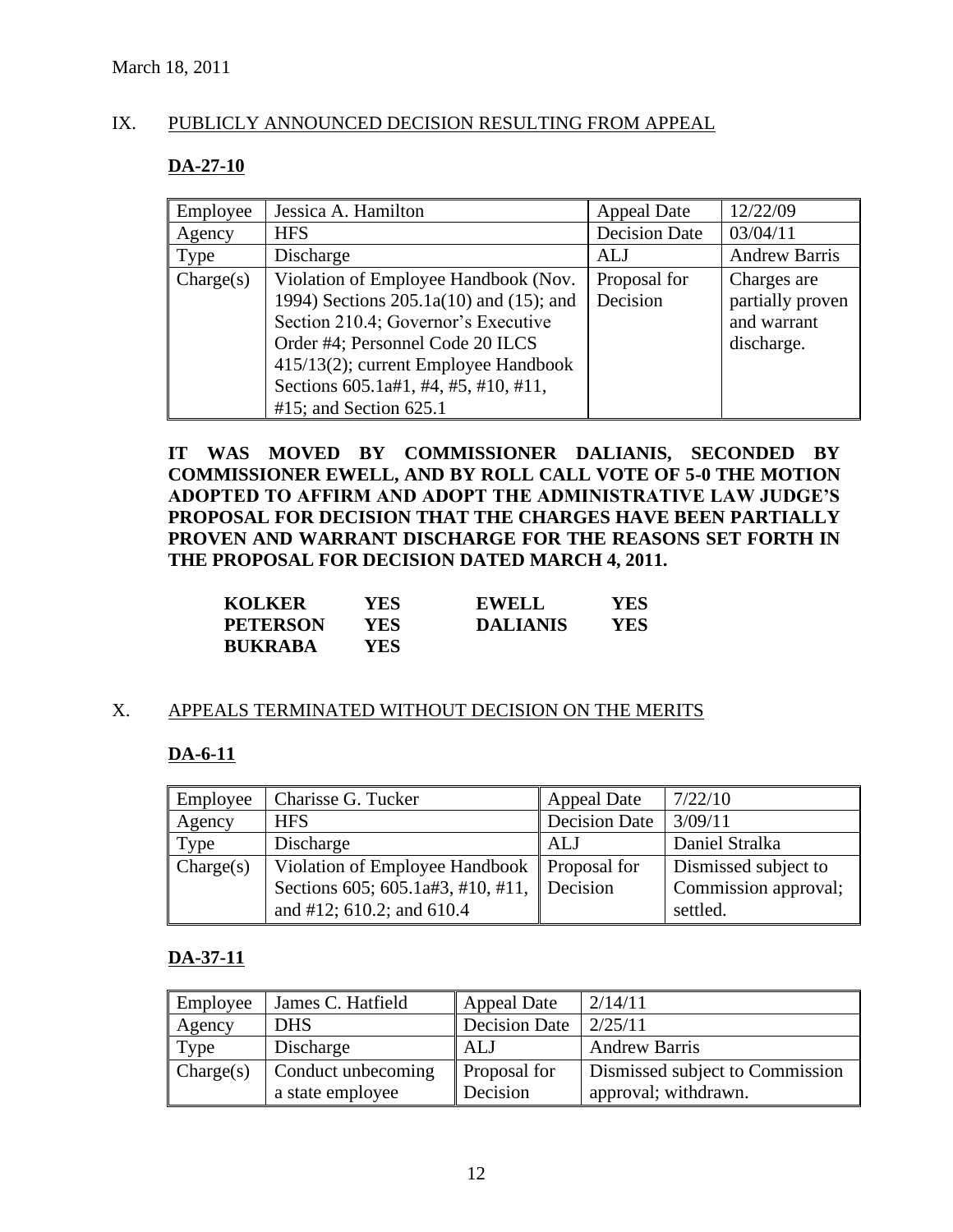March 18, 2011

## IX. PUBLICLY ANNOUNCED DECISION RESULTING FROM APPEAL

### DA-27-10

| Employee | Jessica A. Hamilton | Appeal Date | 12/22/09 |
|---|---|---|---|
| Agency | HFS | Decision Date | 03/04/11 |
| Type | Discharge | ALJ | Andrew Barris |
| Charge(s) | Violation of Employee Handbook (Nov. 1994) Sections 205.1a(10) and (15); and Section 210.4; Governor's Executive Order #4; Personnel Code 20 ILCS 415/13(2); current Employee Handbook Sections 605.1a#1, #4, #5, #10, #11, #15; and Section 625.1 | Proposal for Decision | Charges are partially proven and warrant discharge. |

**IT WAS MOVED BY COMMISSIONER DALIANIS, SECONDED BY COMMISSIONER EWELL, AND BY ROLL CALL VOTE OF 5-0 THE MOTION ADOPTED TO AFFIRM AND ADOPT THE ADMINISTRATIVE LAW JUDGE'S PROPOSAL FOR DECISION THAT THE CHARGES HAVE BEEN PARTIALLY PROVEN AND WARRANT DISCHARGE FOR THE REASONS SET FORTH IN THE PROPOSAL FOR DECISION DATED MARCH 4, 2011.**

| | | | |
|---|---|---|---|
| **KOLKER** | **YES** | **EWELL** | **YES** |
| **PETERSON** | **YES** | **DALIANIS** | **YES** |
| **BUKRABA** | **YES** | | |

## X. APPEALS TERMINATED WITHOUT DECISION ON THE MERITS

### DA-6-11

| Employee | Charisse G. Tucker | Appeal Date | 7/22/10 |
|---|---|---|---|
| Agency | HFS | Decision Date | 3/09/11 |
| Type | Discharge | ALJ | Daniel Stralka |
| Charge(s) | Violation of Employee Handbook Sections 605; 605.1a#3, #10, #11, and #12; 610.2; and 610.4 | Proposal for Decision | Dismissed subject to Commission approval; settled. |

### DA-37-11

| Employee | James C. Hatfield | Appeal Date | 2/14/11 |
|---|---|---|---|
| Agency | DHS | Decision Date | 2/25/11 |
| Type | Discharge | ALJ | Andrew Barris |
| Charge(s) | Conduct unbecoming a state employee | Proposal for Decision | Dismissed subject to Commission approval; withdrawn. |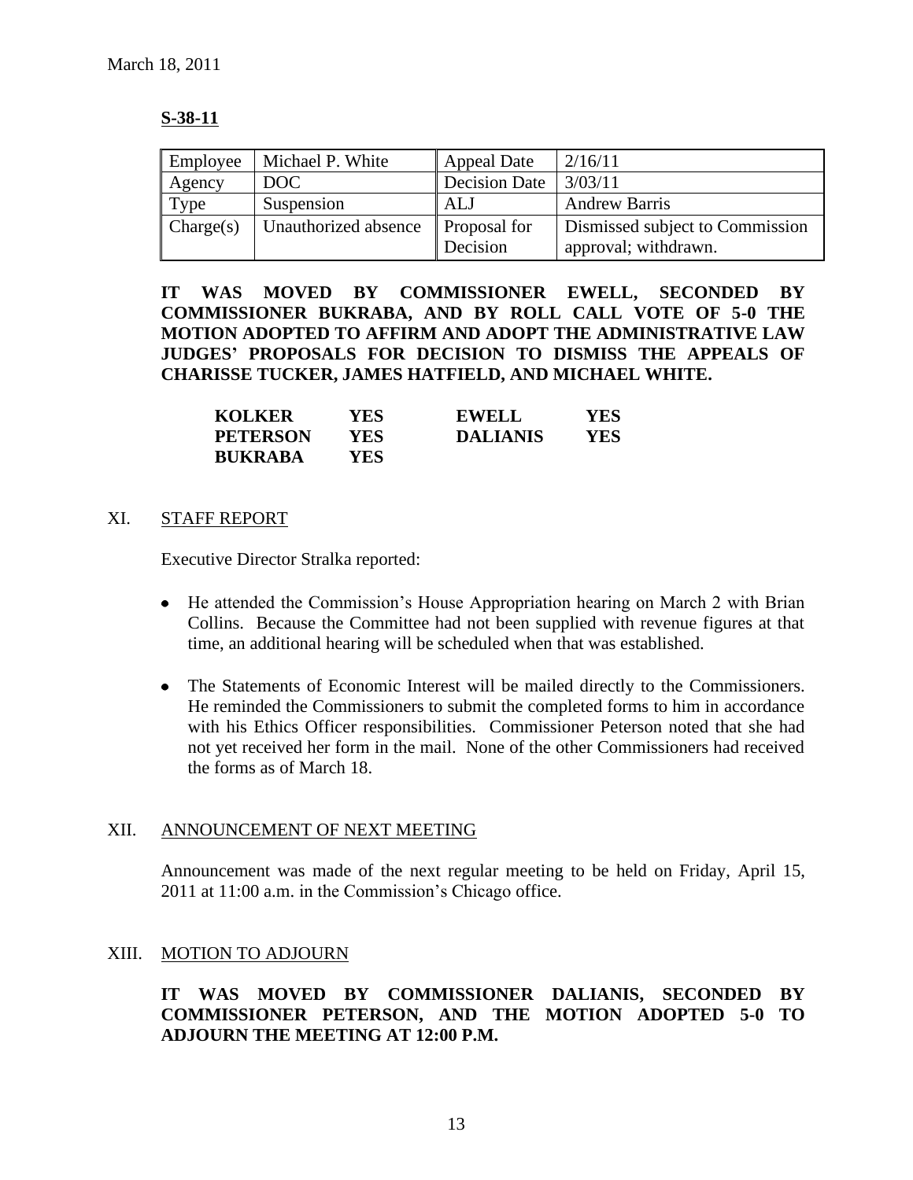March 18, 2011

**S-38-11**

| | | | |
|---|---|---|---|
| Employee | Michael P. White | Appeal Date | 2/16/11 |
| Agency | DOC | Decision Date | 3/03/11 |
| Type | Suspension | ALJ | Andrew Barris |
| Charge(s) | Unauthorized absence | Proposal for Decision | Dismissed subject to Commission approval; withdrawn. |

**IT WAS MOVED BY COMMISSIONER EWELL, SECONDED BY COMMISSIONER BUKRABA, AND BY ROLL CALL VOTE OF 5-0 THE MOTION ADOPTED TO AFFIRM AND ADOPT THE ADMINISTRATIVE LAW JUDGES' PROPOSALS FOR DECISION TO DISMISS THE APPEALS OF CHARISSE TUCKER, JAMES HATFIELD, AND MICHAEL WHITE.**

| | | | |
|---|---|---|---|
| **KOLKER** | **YES** | **EWELL** | **YES** |
| **PETERSON** | **YES** | **DALIANIS** | **YES** |
| **BUKRABA** | **YES** | | |

## XI. STAFF REPORT

Executive Director Stralka reported:

- He attended the Commission's House Appropriation hearing on March 2 with Brian Collins. Because the Committee had not been supplied with revenue figures at that time, an additional hearing will be scheduled when that was established.
- The Statements of Economic Interest will be mailed directly to the Commissioners. He reminded the Commissioners to submit the completed forms to him in accordance with his Ethics Officer responsibilities. Commissioner Peterson noted that she had not yet received her form in the mail. None of the other Commissioners had received the forms as of March 18.

## XII. ANNOUNCEMENT OF NEXT MEETING

Announcement was made of the next regular meeting to be held on Friday, April 15, 2011 at 11:00 a.m. in the Commission's Chicago office.

## XIII. MOTION TO ADJOURN

**IT WAS MOVED BY COMMISSIONER DALIANIS, SECONDED BY COMMISSIONER PETERSON, AND THE MOTION ADOPTED 5-0 TO ADJOURN THE MEETING AT 12:00 P.M.**